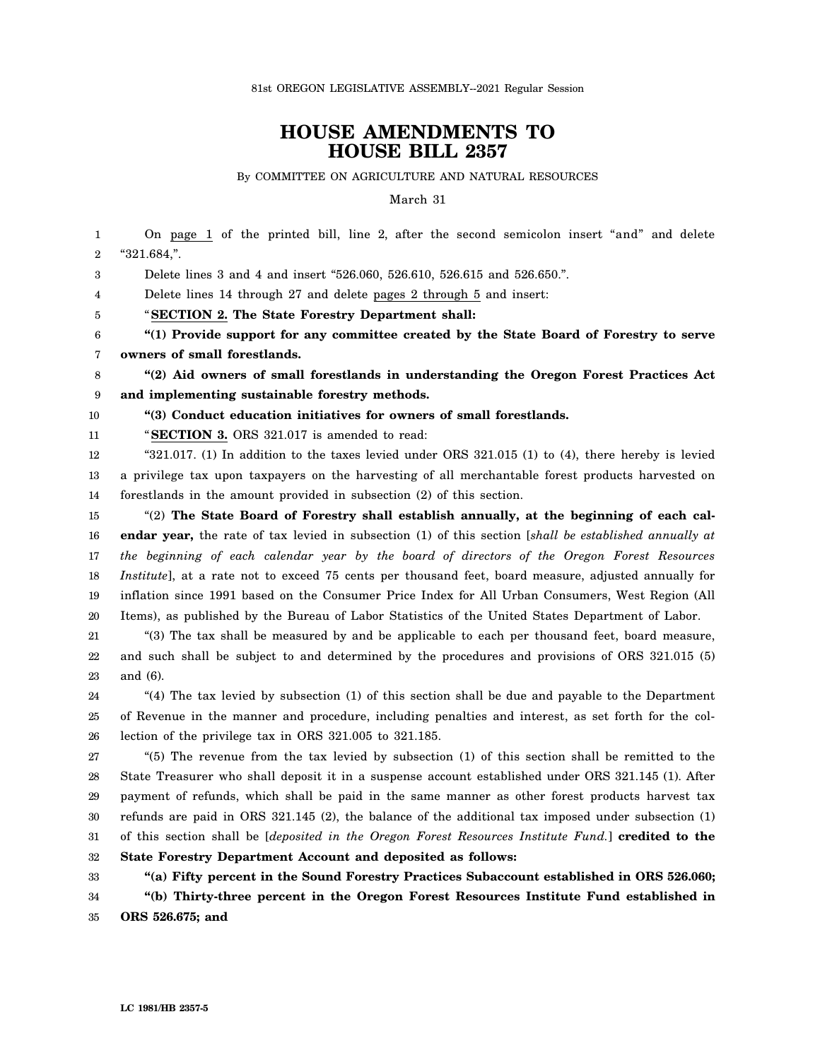81st OREGON LEGISLATIVE ASSEMBLY--2021 Regular Session

# HOUSE AMENDMENTS TO HOUSE BILL 2357

By COMMITTEE ON AGRICULTURE AND NATURAL RESOURCES

March 31

On page 1 of the printed bill, line 2, after the second semicolon insert "and" and delete "321.684,".

Delete lines 3 and 4 and insert "526.060, 526.610, 526.615 and 526.650.".

Delete lines 14 through 27 and delete pages 2 through 5 and insert:

"**SECTION 2. The State Forestry Department shall:**

**"(1) Provide support for any committee created by the State Board of Forestry to serve owners of small forestlands.**

**"(2) Aid owners of small forestlands in understanding the Oregon Forest Practices Act and implementing sustainable forestry methods.**

**"(3) Conduct education initiatives for owners of small forestlands.**

"**SECTION 3.** ORS 321.017 is amended to read:

"321.017. (1) In addition to the taxes levied under ORS 321.015 (1) to (4), there hereby is levied a privilege tax upon taxpayers on the harvesting of all merchantable forest products harvested on forestlands in the amount provided in subsection (2) of this section.

"(2) **The State Board of Forestry shall establish annually, at the beginning of each calendar year,** the rate of tax levied in subsection (1) of this section [*shall be established annually at the beginning of each calendar year by the board of directors of the Oregon Forest Resources Institute*], at a rate not to exceed 75 cents per thousand feet, board measure, adjusted annually for inflation since 1991 based on the Consumer Price Index for All Urban Consumers, West Region (All Items), as published by the Bureau of Labor Statistics of the United States Department of Labor.

"(3) The tax shall be measured by and be applicable to each per thousand feet, board measure, and such shall be subject to and determined by the procedures and provisions of ORS 321.015 (5) and (6).

"(4) The tax levied by subsection (1) of this section shall be due and payable to the Department of Revenue in the manner and procedure, including penalties and interest, as set forth for the collection of the privilege tax in ORS 321.005 to 321.185.

"(5) The revenue from the tax levied by subsection (1) of this section shall be remitted to the State Treasurer who shall deposit it in a suspense account established under ORS 321.145 (1). After payment of refunds, which shall be paid in the same manner as other forest products harvest tax refunds are paid in ORS 321.145 (2), the balance of the additional tax imposed under subsection (1) of this section shall be [*deposited in the Oregon Forest Resources Institute Fund.*] **credited to the State Forestry Department Account and deposited as follows:**

**"(a) Fifty percent in the Sound Forestry Practices Subaccount established in ORS 526.060;**

**"(b) Thirty-three percent in the Oregon Forest Resources Institute Fund established in ORS 526.675; and**

LC 1981/HB 2357-5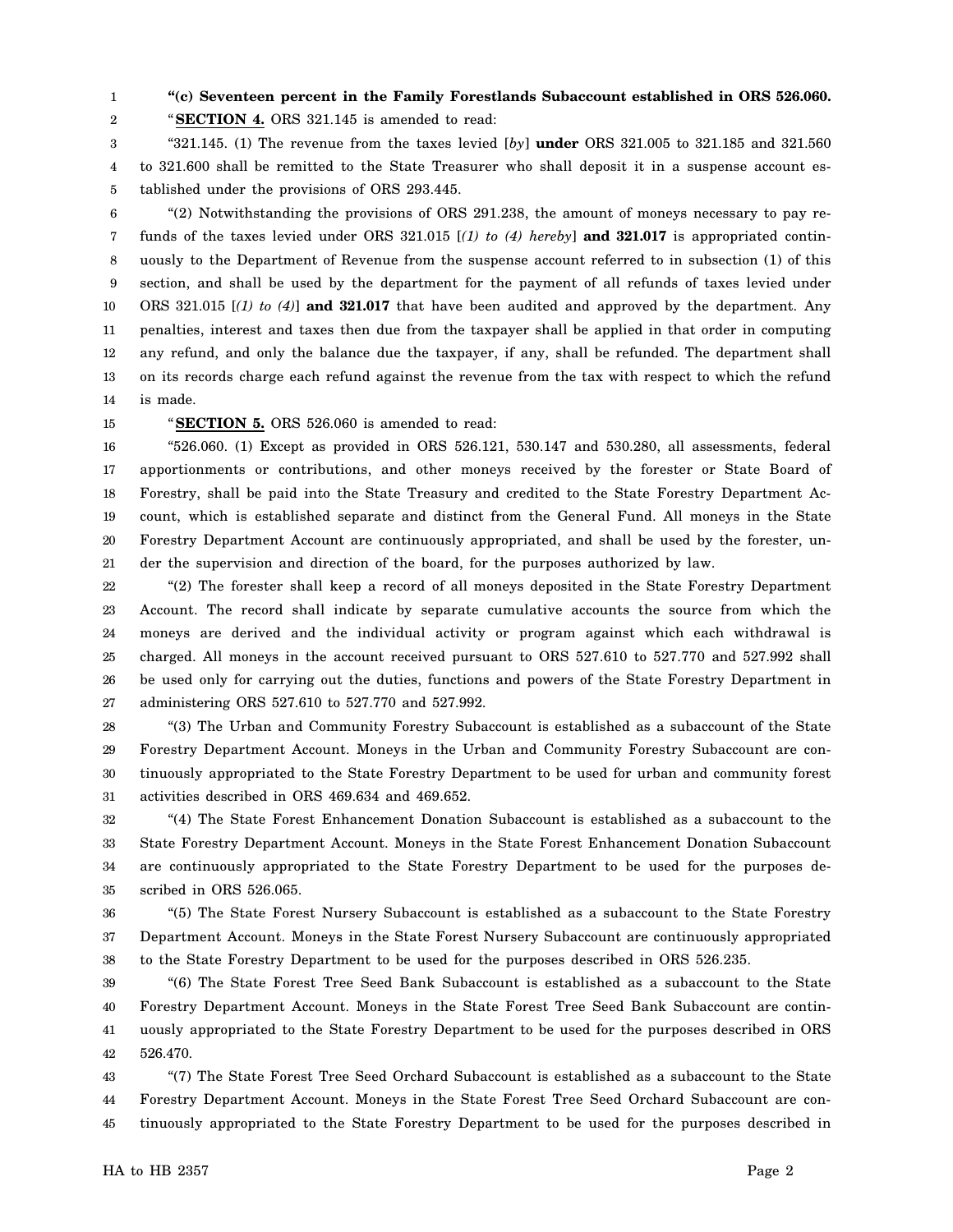**"(c) Seventeen percent in the Family Forestlands Subaccount established in ORS 526.060.**

"**SECTION 4.** ORS 321.145 is amended to read:

"321.145. (1) The revenue from the taxes levied [*by*] **under** ORS 321.005 to 321.185 and 321.560 to 321.600 shall be remitted to the State Treasurer who shall deposit it in a suspense account established under the provisions of ORS 293.445.

"(2) Notwithstanding the provisions of ORS 291.238, the amount of moneys necessary to pay refunds of the taxes levied under ORS 321.015 [*(1) to (4) hereby*] **and 321.017** is appropriated continuously to the Department of Revenue from the suspense account referred to in subsection (1) of this section, and shall be used by the department for the payment of all refunds of taxes levied under ORS 321.015 [*(1) to (4)*] **and 321.017** that have been audited and approved by the department. Any penalties, interest and taxes then due from the taxpayer shall be applied in that order in computing any refund, and only the balance due the taxpayer, if any, shall be refunded. The department shall on its records charge each refund against the revenue from the tax with respect to which the refund is made.

"**SECTION 5.** ORS 526.060 is amended to read:

"526.060. (1) Except as provided in ORS 526.121, 530.147 and 530.280, all assessments, federal apportionments or contributions, and other moneys received by the forester or State Board of Forestry, shall be paid into the State Treasury and credited to the State Forestry Department Account, which is established separate and distinct from the General Fund. All moneys in the State Forestry Department Account are continuously appropriated, and shall be used by the forester, under the supervision and direction of the board, for the purposes authorized by law.

"(2) The forester shall keep a record of all moneys deposited in the State Forestry Department Account. The record shall indicate by separate cumulative accounts the source from which the moneys are derived and the individual activity or program against which each withdrawal is charged. All moneys in the account received pursuant to ORS 527.610 to 527.770 and 527.992 shall be used only for carrying out the duties, functions and powers of the State Forestry Department in administering ORS 527.610 to 527.770 and 527.992.

"(3) The Urban and Community Forestry Subaccount is established as a subaccount of the State Forestry Department Account. Moneys in the Urban and Community Forestry Subaccount are continuously appropriated to the State Forestry Department to be used for urban and community forest activities described in ORS 469.634 and 469.652.

"(4) The State Forest Enhancement Donation Subaccount is established as a subaccount to the State Forestry Department Account. Moneys in the State Forest Enhancement Donation Subaccount are continuously appropriated to the State Forestry Department to be used for the purposes described in ORS 526.065.

"(5) The State Forest Nursery Subaccount is established as a subaccount to the State Forestry Department Account. Moneys in the State Forest Nursery Subaccount are continuously appropriated to the State Forestry Department to be used for the purposes described in ORS 526.235.

"(6) The State Forest Tree Seed Bank Subaccount is established as a subaccount to the State Forestry Department Account. Moneys in the State Forest Tree Seed Bank Subaccount are continuously appropriated to the State Forestry Department to be used for the purposes described in ORS 526.470.

"(7) The State Forest Tree Seed Orchard Subaccount is established as a subaccount to the State Forestry Department Account. Moneys in the State Forest Tree Seed Orchard Subaccount are continuously appropriated to the State Forestry Department to be used for the purposes described in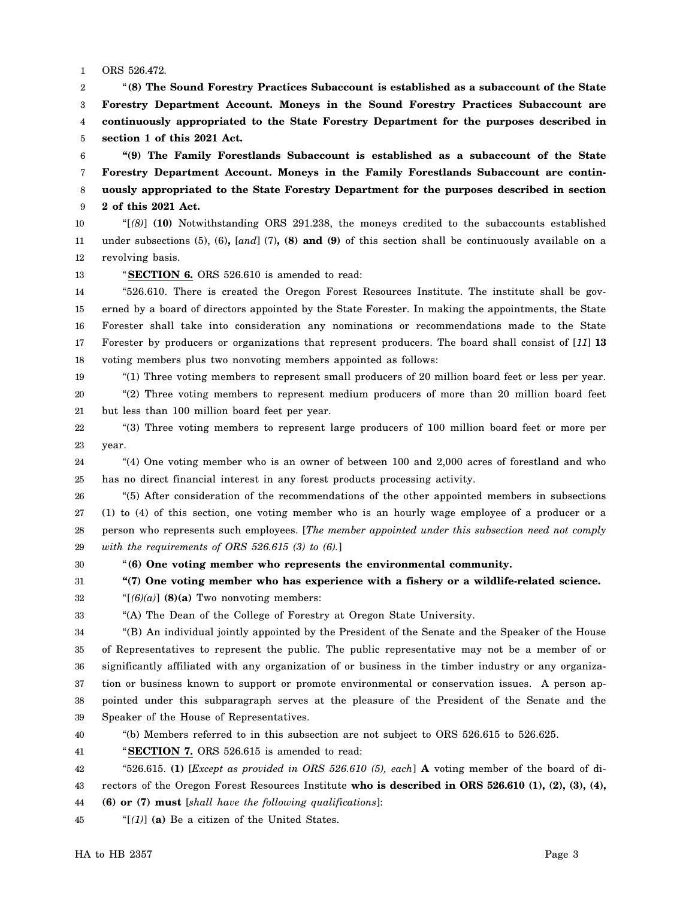ORS 526.472.

"**(8) The Sound Forestry Practices Subaccount is established as a subaccount of the State Forestry Department Account. Moneys in the Sound Forestry Practices Subaccount are continuously appropriated to the State Forestry Department for the purposes described in section 1 of this 2021 Act.**

**"(9) The Family Forestlands Subaccount is established as a subaccount of the State Forestry Department Account. Moneys in the Family Forestlands Subaccount are continuously appropriated to the State Forestry Department for the purposes described in section 2 of this 2021 Act.**

"[*(8)*] **(10)** Notwithstanding ORS 291.238, the moneys credited to the subaccounts established under subsections (5), (6)**,** [*and*] (7)**, (8) and (9)** of this section shall be continuously available on a revolving basis.

"**SECTION 6.** ORS 526.610 is amended to read:

"526.610. There is created the Oregon Forest Resources Institute. The institute shall be governed by a board of directors appointed by the State Forester. In making the appointments, the State Forester shall take into consideration any nominations or recommendations made to the State Forester by producers or organizations that represent producers. The board shall consist of [*11*] **13** voting members plus two nonvoting members appointed as follows:

"(1) Three voting members to represent small producers of 20 million board feet or less per year.

"(2) Three voting members to represent medium producers of more than 20 million board feet but less than 100 million board feet per year.

"(3) Three voting members to represent large producers of 100 million board feet or more per year.

"(4) One voting member who is an owner of between 100 and 2,000 acres of forestland and who has no direct financial interest in any forest products processing activity.

"(5) After consideration of the recommendations of the other appointed members in subsections (1) to (4) of this section, one voting member who is an hourly wage employee of a producer or a person who represents such employees. [*The member appointed under this subsection need not comply with the requirements of ORS 526.615 (3) to (6).*]

"**(6) One voting member who represents the environmental community.**

**"(7) One voting member who has experience with a fishery or a wildlife-related science.**

"[*(6)(a)*] **(8)(a)** Two nonvoting members:

"(A) The Dean of the College of Forestry at Oregon State University.

"(B) An individual jointly appointed by the President of the Senate and the Speaker of the House of Representatives to represent the public. The public representative may not be a member of or significantly affiliated with any organization of or business in the timber industry or any organization or business known to support or promote environmental or conservation issues. A person appointed under this subparagraph serves at the pleasure of the President of the Senate and the Speaker of the House of Representatives.

"(b) Members referred to in this subsection are not subject to ORS 526.615 to 526.625.

"**SECTION 7.** ORS 526.615 is amended to read:

"526.615. **(1)** [*Except as provided in ORS 526.610 (5), each*] **A** voting member of the board of directors of the Oregon Forest Resources Institute **who is described in ORS 526.610 (1), (2), (3), (4), (6) or (7) must** [*shall have the following qualifications*]:

"[*(1)*] **(a)** Be a citizen of the United States.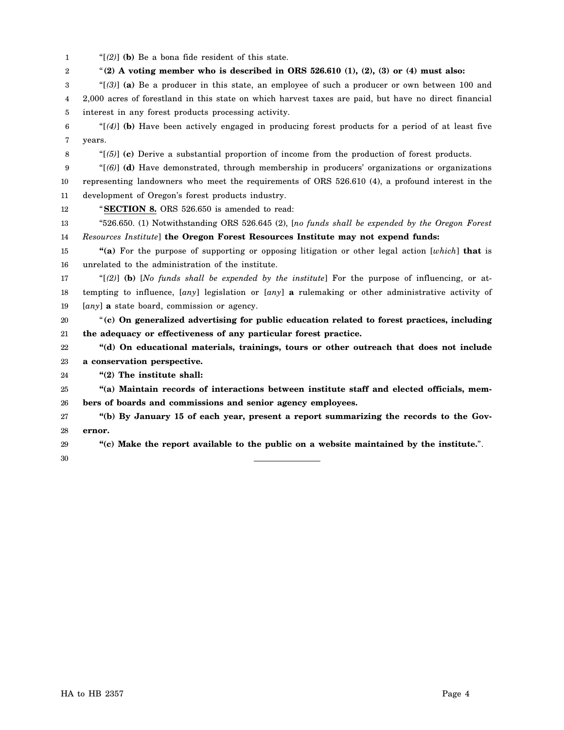"[*(2)*] **(b)** Be a bona fide resident of this state.

"**(2) A voting member who is described in ORS 526.610 (1), (2), (3) or (4) must also:**

"[*(3)*] **(a)** Be a producer in this state, an employee of such a producer or own between 100 and 2,000 acres of forestland in this state on which harvest taxes are paid, but have no direct financial interest in any forest products processing activity.

"[*(4)*] **(b)** Have been actively engaged in producing forest products for a period of at least five years.

"[*(5)*] **(c)** Derive a substantial proportion of income from the production of forest products.

"[*(6)*] **(d)** Have demonstrated, through membership in producers' organizations or organizations representing landowners who meet the requirements of ORS 526.610 (4), a profound interest in the development of Oregon's forest products industry.

"**SECTION 8.** ORS 526.650 is amended to read:

"526.650. (1) Notwithstanding ORS 526.645 (2), [*no funds shall be expended by the Oregon Forest Resources Institute*] **the Oregon Forest Resources Institute may not expend funds:**

**"(a)** For the purpose of supporting or opposing litigation or other legal action [*which*] **that** is unrelated to the administration of the institute.

"[*(2)*] **(b)** [*No funds shall be expended by the institute*] For the purpose of influencing, or attempting to influence, [*any*] legislation or [*any*] **a** rulemaking or other administrative activity of [*any*] **a** state board, commission or agency.

"**(c) On generalized advertising for public education related to forest practices, including the adequacy or effectiveness of any particular forest practice.**

**"(d) On educational materials, trainings, tours or other outreach that does not include a conservation perspective.**

**"(2) The institute shall:**

**"(a) Maintain records of interactions between institute staff and elected officials, members of boards and commissions and senior agency employees.**

**"(b) By January 15 of each year, present a report summarizing the records to the Governor.**

**"(c) Make the report available to the public on a website maintained by the institute."**.